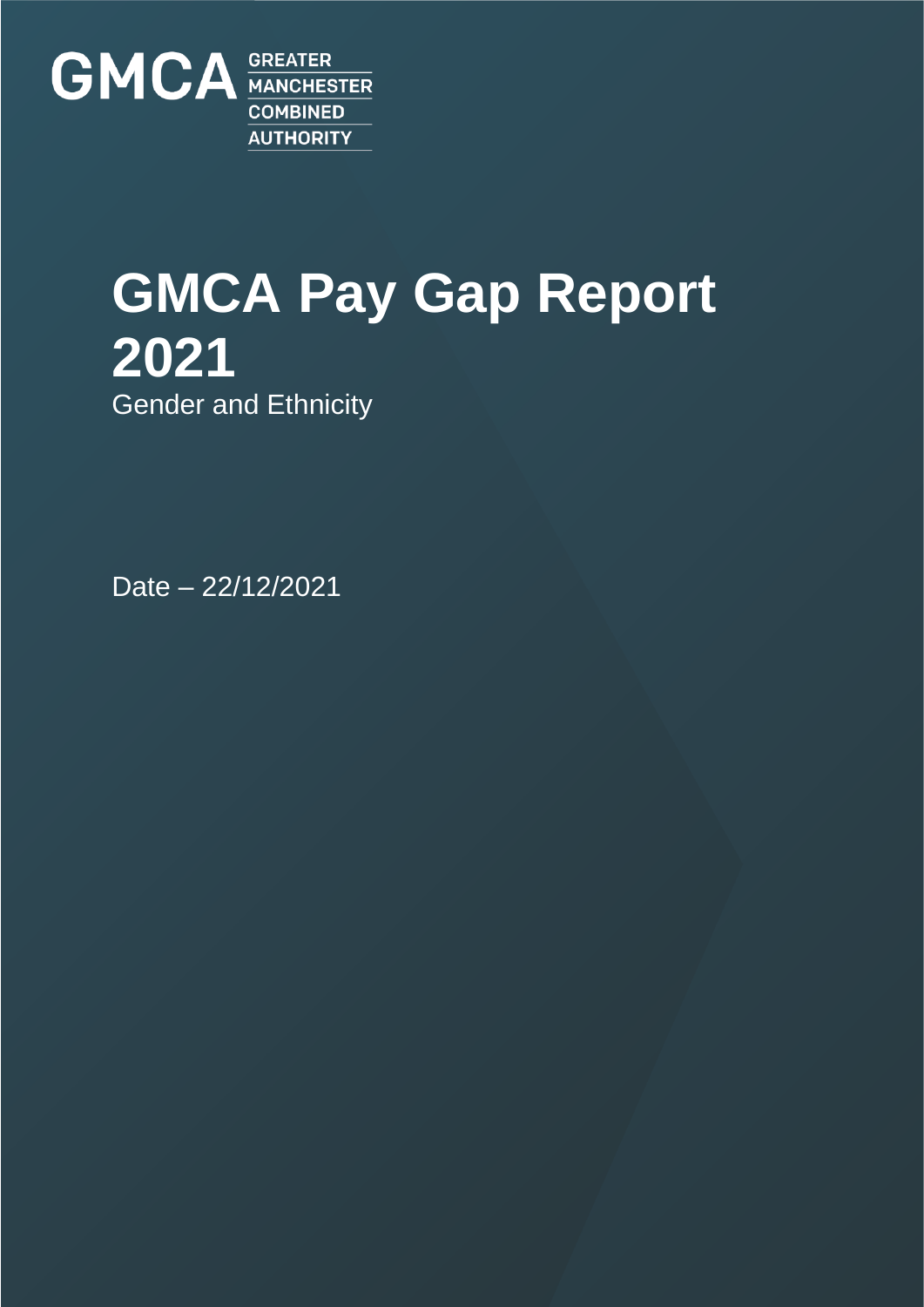GMCA GREATER MANCHESTER COMBINED AUTHORITY

# GMCA Pay Gap Report 2021

Gender and Ethnicity

Date – 22/12/2021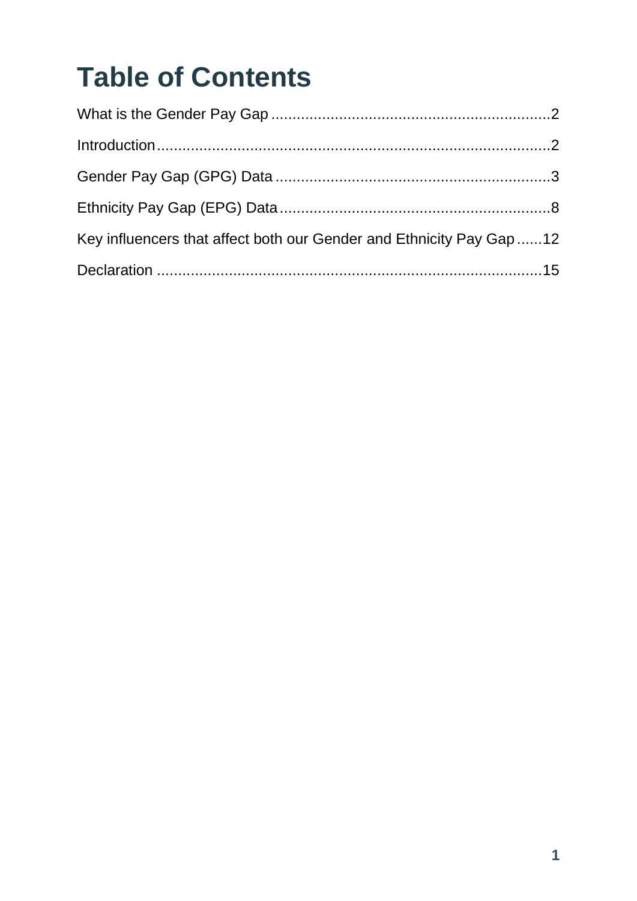# Table of Contents

What is the Gender Pay Gap .................................................................2

Introduction..........................................................................................2

Gender Pay Gap (GPG) Data ................................................................3

Ethnicity Pay Gap (EPG) Data ...............................................................8

Key influencers that affect both our Gender and Ethnicity Pay Gap ......12

Declaration ..........................................................................................15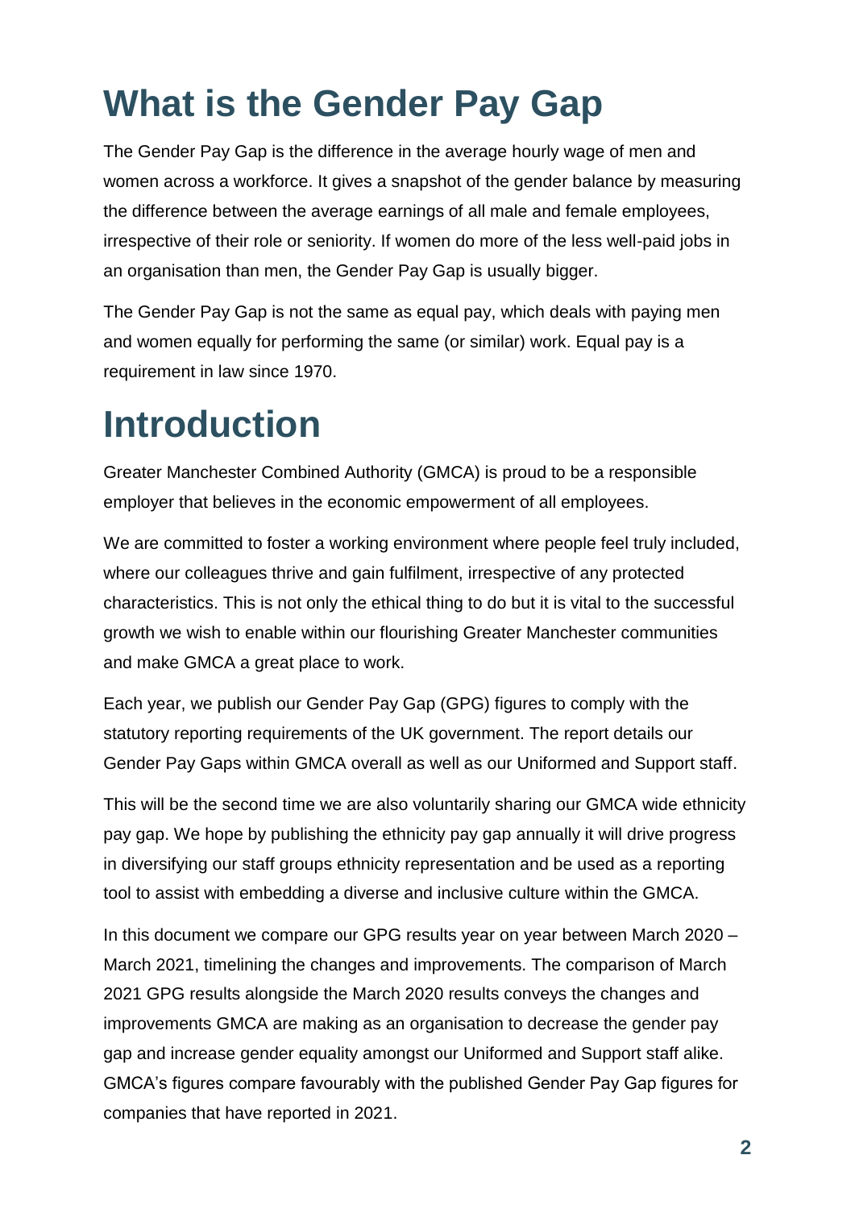# What is the Gender Pay Gap

The Gender Pay Gap is the difference in the average hourly wage of men and women across a workforce. It gives a snapshot of the gender balance by measuring the difference between the average earnings of all male and female employees, irrespective of their role or seniority. If women do more of the less well-paid jobs in an organisation than men, the Gender Pay Gap is usually bigger.

The Gender Pay Gap is not the same as equal pay, which deals with paying men and women equally for performing the same (or similar) work. Equal pay is a requirement in law since 1970.

# Introduction

Greater Manchester Combined Authority (GMCA) is proud to be a responsible employer that believes in the economic empowerment of all employees.

We are committed to foster a working environment where people feel truly included, where our colleagues thrive and gain fulfilment, irrespective of any protected characteristics. This is not only the ethical thing to do but it is vital to the successful growth we wish to enable within our flourishing Greater Manchester communities and make GMCA a great place to work.

Each year, we publish our Gender Pay Gap (GPG) figures to comply with the statutory reporting requirements of the UK government. The report details our Gender Pay Gaps within GMCA overall as well as our Uniformed and Support staff.

This will be the second time we are also voluntarily sharing our GMCA wide ethnicity pay gap. We hope by publishing the ethnicity pay gap annually it will drive progress in diversifying our staff groups ethnicity representation and be used as a reporting tool to assist with embedding a diverse and inclusive culture within the GMCA.

In this document we compare our GPG results year on year between March 2020 – March 2021, timelining the changes and improvements. The comparison of March 2021 GPG results alongside the March 2020 results conveys the changes and improvements GMCA are making as an organisation to decrease the gender pay gap and increase gender equality amongst our Uniformed and Support staff alike. GMCA's figures compare favourably with the published Gender Pay Gap figures for companies that have reported in 2021.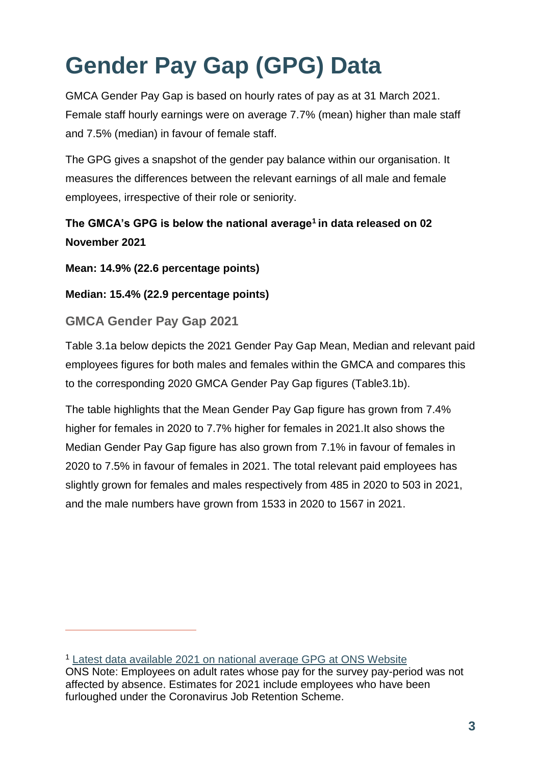# Gender Pay Gap (GPG) Data

GMCA Gender Pay Gap is based on hourly rates of pay as at 31 March 2021. Female staff hourly earnings were on average 7.7% (mean) higher than male staff and 7.5% (median) in favour of female staff.

The GPG gives a snapshot of the gender pay balance within our organisation. It measures the differences between the relevant earnings of all male and female employees, irrespective of their role or seniority.

**The GMCA's GPG is below the national average[1] in data released on 02 November 2021**

**Mean: 14.9% (22.6 percentage points)**

**Median: 15.4% (22.9 percentage points)**

## GMCA Gender Pay Gap 2021

Table 3.1a below depicts the 2021 Gender Pay Gap Mean, Median and relevant paid employees figures for both males and females within the GMCA and compares this to the corresponding 2020 GMCA Gender Pay Gap figures (Table3.1b).

The table highlights that the Mean Gender Pay Gap figure has grown from 7.4% higher for females in 2020 to 7.7% higher for females in 2021.It also shows the Median Gender Pay Gap figure has also grown from 7.1% in favour of females in 2020 to 7.5% in favour of females in 2021. The total relevant paid employees has slightly grown for females and males respectively from 485 in 2020 to 503 in 2021, and the male numbers have grown from 1533 in 2020 to 1567 in 2021.

[1] Latest data available 2021 on national average GPG at ONS Website
ONS Note: Employees on adult rates whose pay for the survey pay-period was not affected by absence. Estimates for 2021 include employees who have been furloughed under the Coronavirus Job Retention Scheme.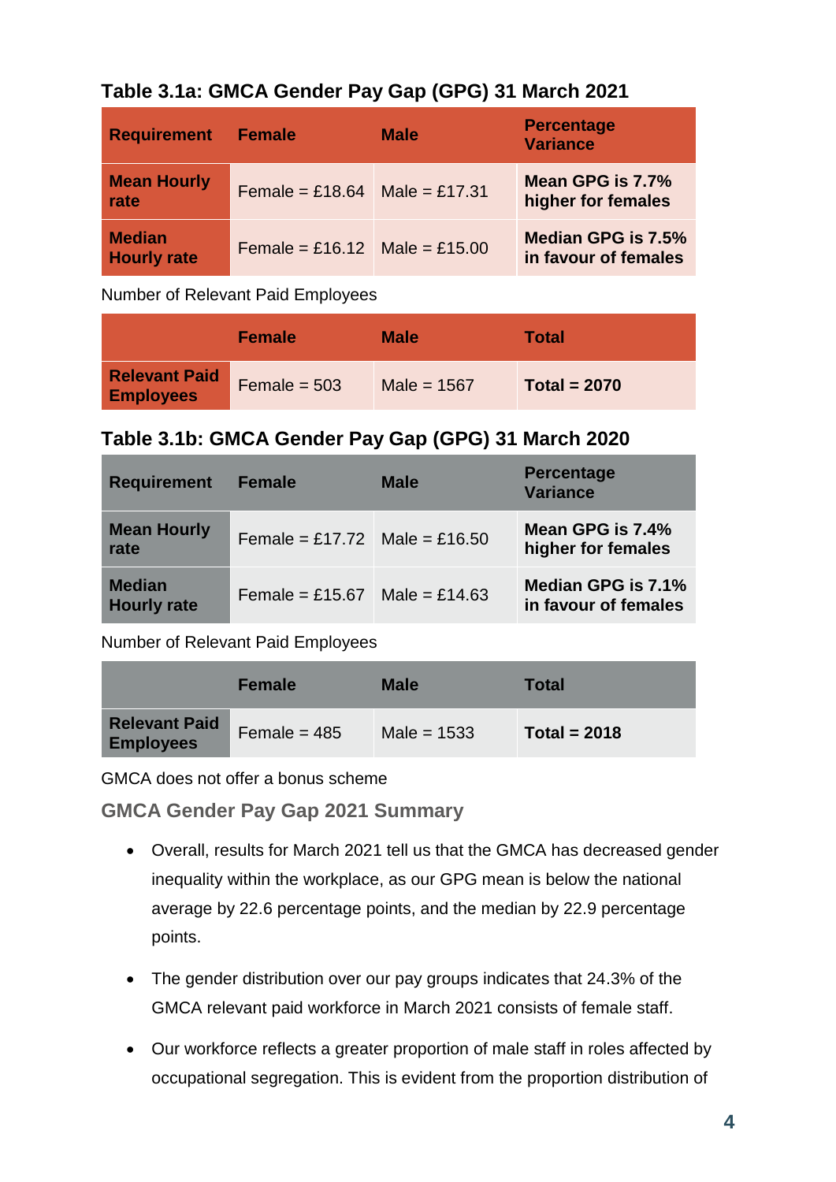### Table 3.1a: GMCA Gender Pay Gap (GPG) 31 March 2021

| Requirement | Female | Male | Percentage Variance |
|---|---|---|---|
| **Mean Hourly rate** | Female = £18.64 | Male = £17.31 | **Mean GPG is 7.7% higher for females** |
| **Median Hourly rate** | Female = £16.12 | Male = £15.00 | **Median GPG is 7.5% in favour of females** |

Number of Relevant Paid Employees

| | Female | Male | Total |
|---|---|---|---|
| **Relevant Paid Employees** | Female = 503 | Male = 1567 | **Total = 2070** |

### Table 3.1b: GMCA Gender Pay Gap (GPG) 31 March 2020

| Requirement | Female | Male | Percentage Variance |
|---|---|---|---|
| **Mean Hourly rate** | Female = £17.72 | Male = £16.50 | **Mean GPG is 7.4% higher for females** |
| **Median Hourly rate** | Female = £15.67 | Male = £14.63 | **Median GPG is 7.1% in favour of females** |

Number of Relevant Paid Employees

| | Female | Male | Total |
|---|---|---|---|
| **Relevant Paid Employees** | Female = 485 | Male = 1533 | **Total = 2018** |

GMCA does not offer a bonus scheme

### GMCA Gender Pay Gap 2021 Summary

- Overall, results for March 2021 tell us that the GMCA has decreased gender inequality within the workplace, as our GPG mean is below the national average by 22.6 percentage points, and the median by 22.9 percentage points.
- The gender distribution over our pay groups indicates that 24.3% of the GMCA relevant paid workforce in March 2021 consists of female staff.
- Our workforce reflects a greater proportion of male staff in roles affected by occupational segregation. This is evident from the proportion distribution of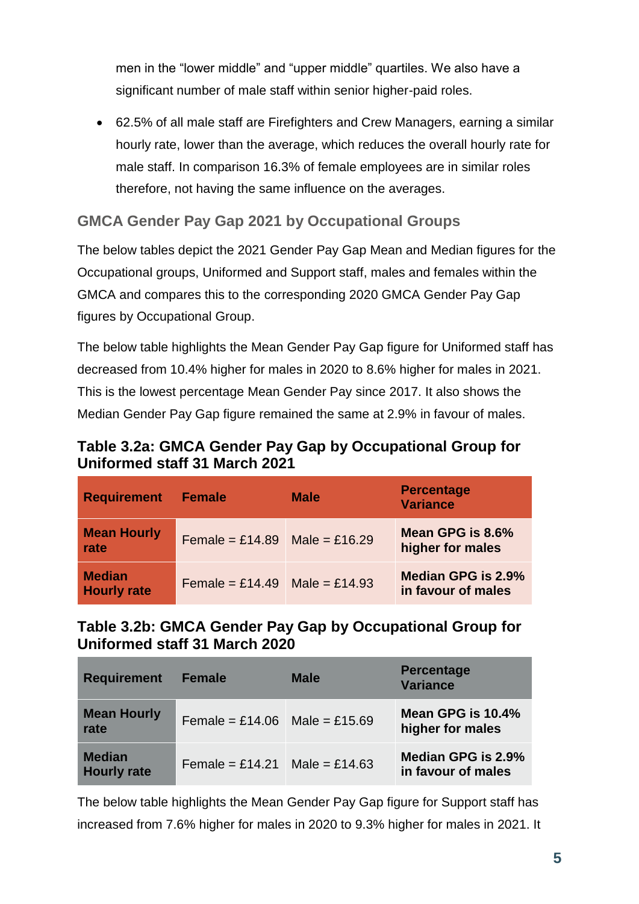men in the "lower middle" and "upper middle" quartiles. We also have a significant number of male staff within senior higher-paid roles.

- 62.5% of all male staff are Firefighters and Crew Managers, earning a similar hourly rate, lower than the average, which reduces the overall hourly rate for male staff. In comparison 16.3% of female employees are in similar roles therefore, not having the same influence on the averages.

### GMCA Gender Pay Gap 2021 by Occupational Groups

The below tables depict the 2021 Gender Pay Gap Mean and Median figures for the Occupational groups, Uniformed and Support staff, males and females within the GMCA and compares this to the corresponding 2020 GMCA Gender Pay Gap figures by Occupational Group.

The below table highlights the Mean Gender Pay Gap figure for Uniformed staff has decreased from 10.4% higher for males in 2020 to 8.6% higher for males in 2021. This is the lowest percentage Mean Gender Pay since 2017. It also shows the Median Gender Pay Gap figure remained the same at 2.9% in favour of males.

**Table 3.2a: GMCA Gender Pay Gap by Occupational Group for Uniformed staff 31 March 2021**

| Requirement | Female | Male | Percentage Variance |
|---|---|---|---|
| **Mean Hourly rate** | Female = £14.89 | Male = £16.29 | **Mean GPG is 8.6% higher for males** |
| **Median Hourly rate** | Female = £14.49 | Male = £14.93 | **Median GPG is 2.9% in favour of males** |

**Table 3.2b: GMCA Gender Pay Gap by Occupational Group for Uniformed staff 31 March 2020**

| Requirement | Female | Male | Percentage Variance |
|---|---|---|---|
| **Mean Hourly rate** | Female = £14.06 | Male = £15.69 | **Mean GPG is 10.4% higher for males** |
| **Median Hourly rate** | Female = £14.21 | Male = £14.63 | **Median GPG is 2.9% in favour of males** |

The below table highlights the Mean Gender Pay Gap figure for Support staff has increased from 7.6% higher for males in 2020 to 9.3% higher for males in 2021. It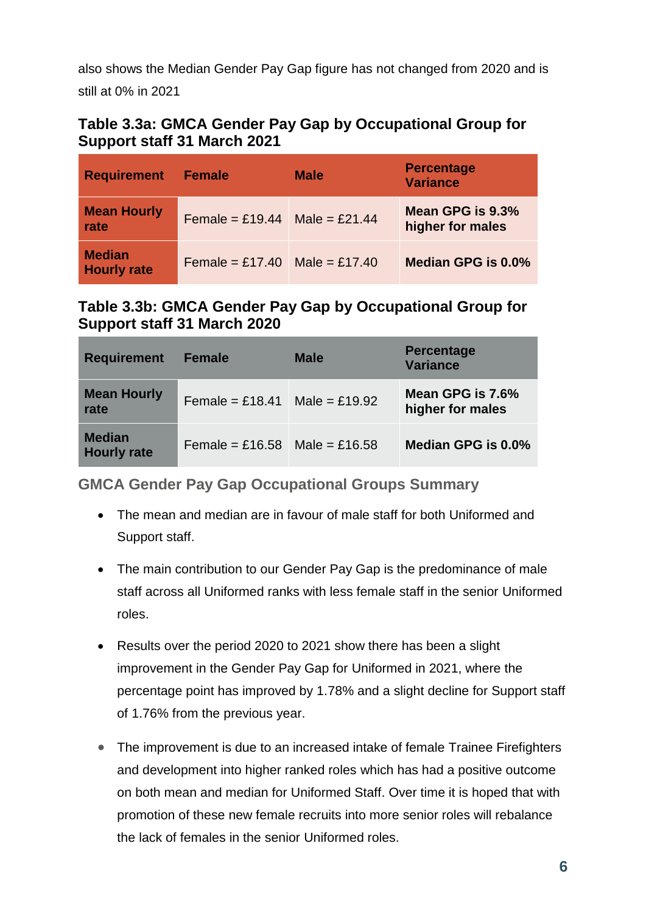also shows the Median Gender Pay Gap figure has not changed from 2020 and is still at 0% in 2021

### Table 3.3a: GMCA Gender Pay Gap by Occupational Group for Support staff 31 March 2021

| Requirement | Female | Male | Percentage Variance |
|---|---|---|---|
| **Mean Hourly rate** | Female = £19.44 | Male = £21.44 | **Mean GPG is 9.3% higher for males** |
| **Median Hourly rate** | Female = £17.40 | Male = £17.40 | **Median GPG is 0.0%** |

### Table 3.3b: GMCA Gender Pay Gap by Occupational Group for Support staff 31 March 2020

| Requirement | Female | Male | Percentage Variance |
|---|---|---|---|
| **Mean Hourly rate** | Female = £18.41 | Male = £19.92 | **Mean GPG is 7.6% higher for males** |
| **Median Hourly rate** | Female = £16.58 | Male = £16.58 | **Median GPG is 0.0%** |

### GMCA Gender Pay Gap Occupational Groups Summary

- The mean and median are in favour of male staff for both Uniformed and Support staff.
- The main contribution to our Gender Pay Gap is the predominance of male staff across all Uniformed ranks with less female staff in the senior Uniformed roles.
- Results over the period 2020 to 2021 show there has been a slight improvement in the Gender Pay Gap for Uniformed in 2021, where the percentage point has improved by 1.78% and a slight decline for Support staff of 1.76% from the previous year.
- The improvement is due to an increased intake of female Trainee Firefighters and development into higher ranked roles which has had a positive outcome on both mean and median for Uniformed Staff. Over time it is hoped that with promotion of these new female recruits into more senior roles will rebalance the lack of females in the senior Uniformed roles.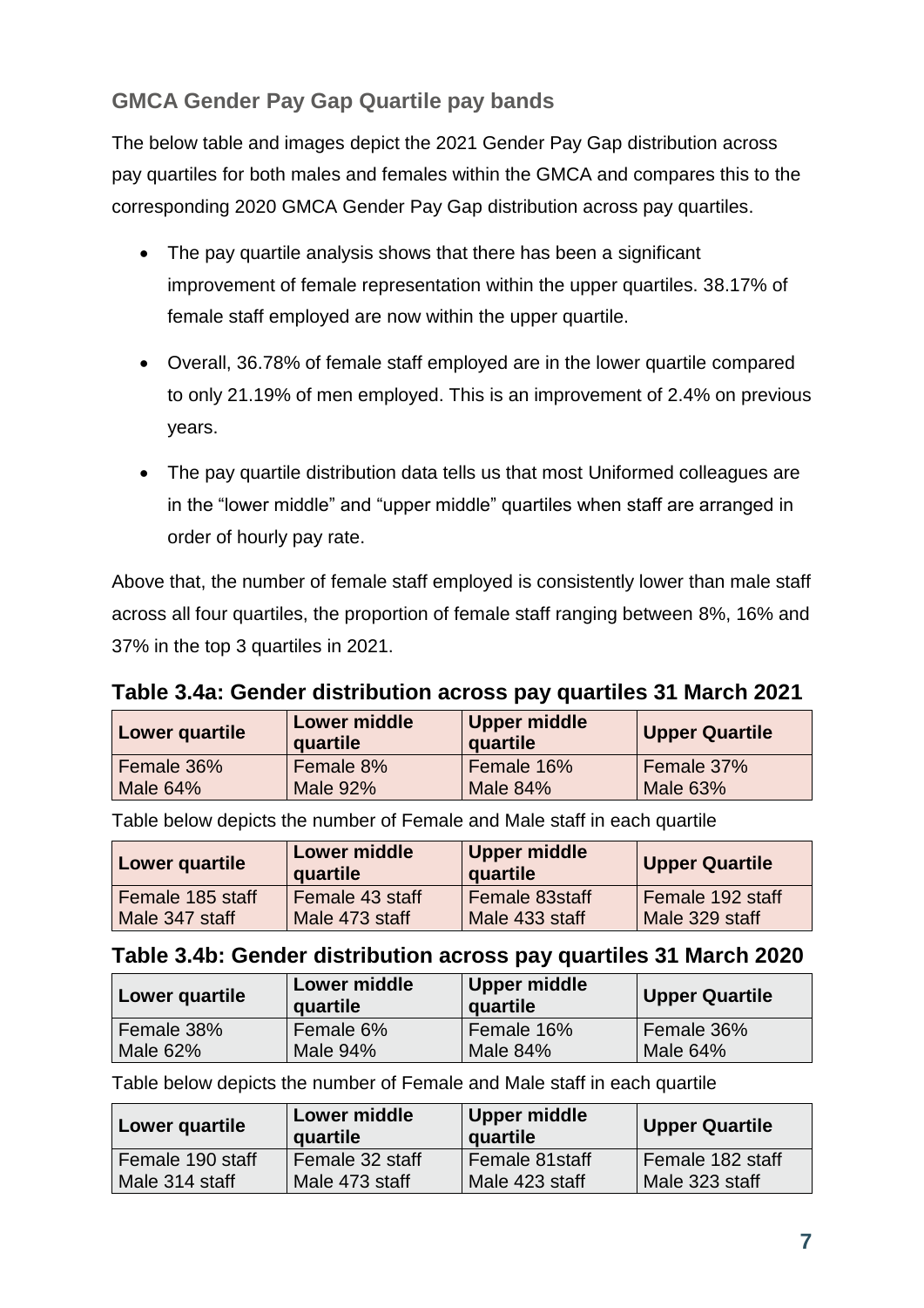## GMCA Gender Pay Gap Quartile pay bands

The below table and images depict the 2021 Gender Pay Gap distribution across pay quartiles for both males and females within the GMCA and compares this to the corresponding 2020 GMCA Gender Pay Gap distribution across pay quartiles.

- The pay quartile analysis shows that there has been a significant improvement of female representation within the upper quartiles. 38.17% of female staff employed are now within the upper quartile.
- Overall, 36.78% of female staff employed are in the lower quartile compared to only 21.19% of men employed. This is an improvement of 2.4% on previous years.
- The pay quartile distribution data tells us that most Uniformed colleagues are in the "lower middle" and "upper middle" quartiles when staff are arranged in order of hourly pay rate.

Above that, the number of female staff employed is consistently lower than male staff across all four quartiles, the proportion of female staff ranging between 8%, 16% and 37% in the top 3 quartiles in 2021.

### Table 3.4a: Gender distribution across pay quartiles 31 March 2021

| Lower quartile | Lower middle quartile | Upper middle quartile | Upper Quartile |
|---|---|---|---|
| Female 36%<br>Male 64% | Female 8%<br>Male 92% | Female 16%<br>Male 84% | Female 37%<br>Male 63% |

Table below depicts the number of Female and Male staff in each quartile

| Lower quartile | Lower middle quartile | Upper middle quartile | Upper Quartile |
|---|---|---|---|
| Female 185 staff<br>Male 347 staff | Female 43 staff<br>Male 473 staff | Female 83staff<br>Male 433 staff | Female 192 staff<br>Male 329 staff |

### Table 3.4b: Gender distribution across pay quartiles 31 March 2020

| Lower quartile | Lower middle quartile | Upper middle quartile | Upper Quartile |
|---|---|---|---|
| Female 38%<br>Male 62% | Female 6%<br>Male 94% | Female 16%<br>Male 84% | Female 36%<br>Male 64% |

Table below depicts the number of Female and Male staff in each quartile

| Lower quartile | Lower middle quartile | Upper middle quartile | Upper Quartile |
|---|---|---|---|
| Female 190 staff<br>Male 314 staff | Female 32 staff<br>Male 473 staff | Female 81staff<br>Male 423 staff | Female 182 staff<br>Male 323 staff |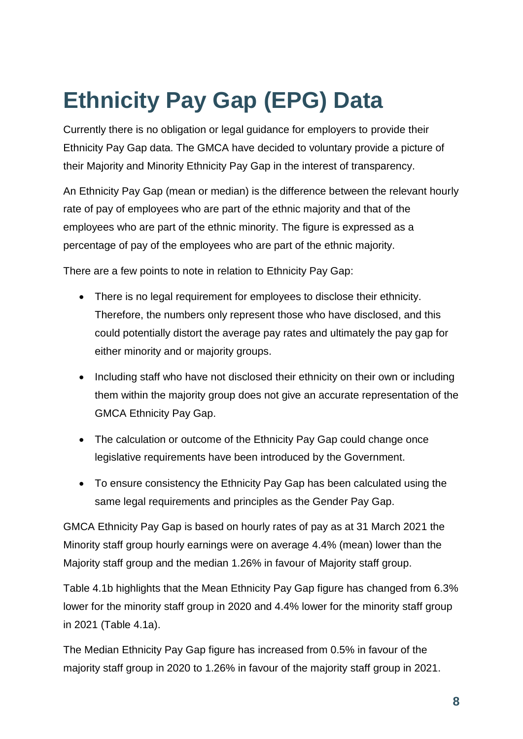# Ethnicity Pay Gap (EPG) Data

Currently there is no obligation or legal guidance for employers to provide their Ethnicity Pay Gap data. The GMCA have decided to voluntary provide a picture of their Majority and Minority Ethnicity Pay Gap in the interest of transparency.

An Ethnicity Pay Gap (mean or median) is the difference between the relevant hourly rate of pay of employees who are part of the ethnic majority and that of the employees who are part of the ethnic minority. The figure is expressed as a percentage of pay of the employees who are part of the ethnic majority.

There are a few points to note in relation to Ethnicity Pay Gap:

- There is no legal requirement for employees to disclose their ethnicity. Therefore, the numbers only represent those who have disclosed, and this could potentially distort the average pay rates and ultimately the pay gap for either minority and or majority groups.
- Including staff who have not disclosed their ethnicity on their own or including them within the majority group does not give an accurate representation of the GMCA Ethnicity Pay Gap.
- The calculation or outcome of the Ethnicity Pay Gap could change once legislative requirements have been introduced by the Government.
- To ensure consistency the Ethnicity Pay Gap has been calculated using the same legal requirements and principles as the Gender Pay Gap.

GMCA Ethnicity Pay Gap is based on hourly rates of pay as at 31 March 2021 the Minority staff group hourly earnings were on average 4.4% (mean) lower than the Majority staff group and the median 1.26% in favour of Majority staff group.

Table 4.1b highlights that the Mean Ethnicity Pay Gap figure has changed from 6.3% lower for the minority staff group in 2020 and 4.4% lower for the minority staff group in 2021 (Table 4.1a).

The Median Ethnicity Pay Gap figure has increased from 0.5% in favour of the majority staff group in 2020 to 1.26% in favour of the majority staff group in 2021.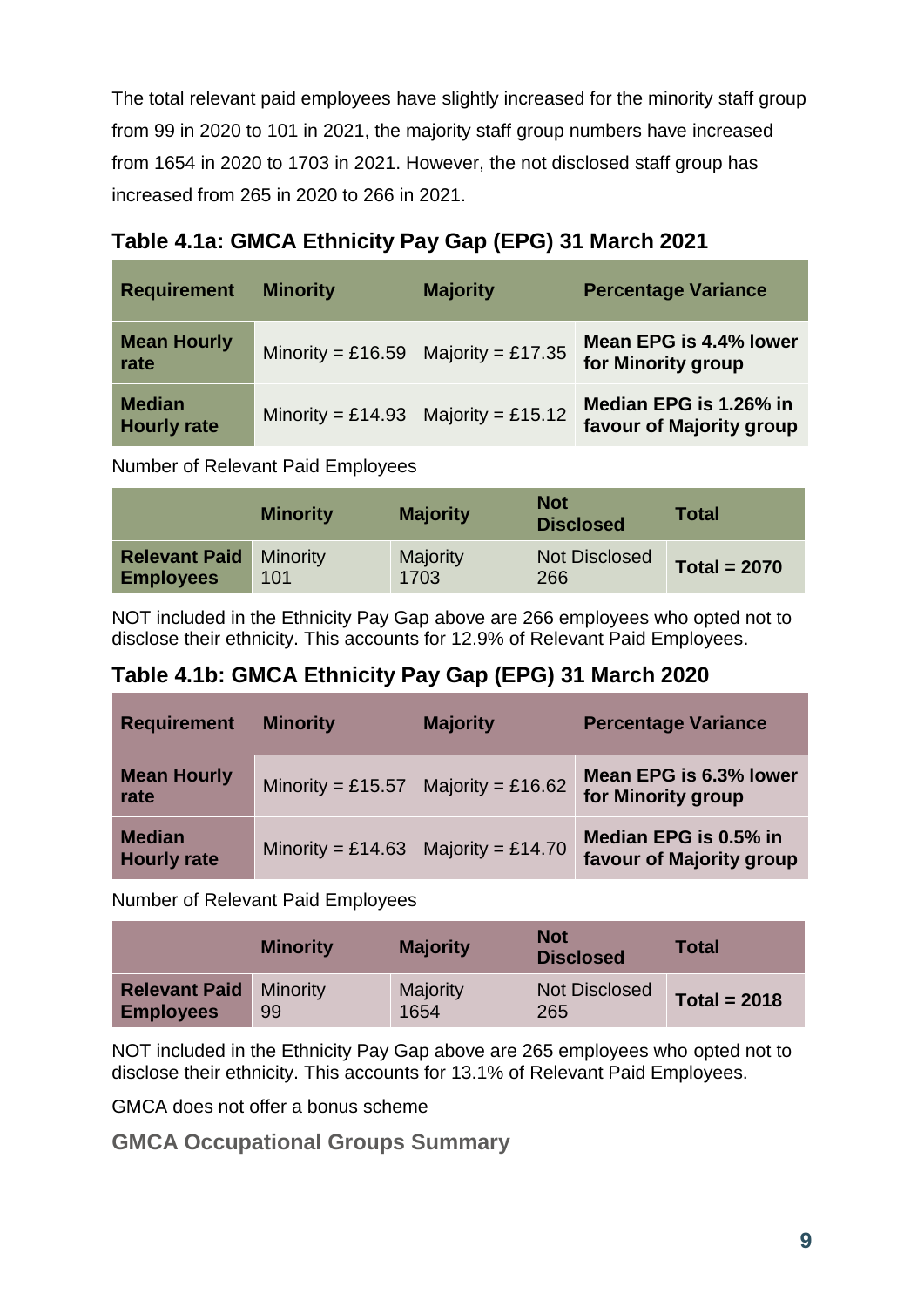The total relevant paid employees have slightly increased for the minority staff group from 99 in 2020 to 101 in 2021, the majority staff group numbers have increased from 1654 in 2020 to 1703 in 2021. However, the not disclosed staff group has increased from 265 in 2020 to 266 in 2021.

### Table 4.1a: GMCA Ethnicity Pay Gap (EPG) 31 March 2021

| Requirement | Minority | Majority | Percentage Variance |
|---|---|---|---|
| **Mean Hourly rate** | Minority = £16.59 | Majority = £17.35 | **Mean EPG is 4.4% lower for Minority group** |
| **Median Hourly rate** | Minority = £14.93 | Majority = £15.12 | **Median EPG is 1.26% in favour of Majority group** |

Number of Relevant Paid Employees

| | Minority | Majority | Not Disclosed | Total |
|---|---|---|---|---|
| **Relevant Paid Employees** | Minority 101 | Majority 1703 | Not Disclosed 266 | **Total = 2070** |

NOT included in the Ethnicity Pay Gap above are 266 employees who opted not to disclose their ethnicity. This accounts for 12.9% of Relevant Paid Employees.

### Table 4.1b: GMCA Ethnicity Pay Gap (EPG) 31 March 2020

| Requirement | Minority | Majority | Percentage Variance |
|---|---|---|---|
| **Mean Hourly rate** | Minority = £15.57 | Majority = £16.62 | **Mean EPG is 6.3% lower for Minority group** |
| **Median Hourly rate** | Minority = £14.63 | Majority = £14.70 | **Median EPG is 0.5% in favour of Majority group** |

Number of Relevant Paid Employees

| | Minority | Majority | Not Disclosed | Total |
|---|---|---|---|---|
| **Relevant Paid Employees** | Minority 99 | Majority 1654 | Not Disclosed 265 | **Total = 2018** |

NOT included in the Ethnicity Pay Gap above are 265 employees who opted not to disclose their ethnicity. This accounts for 13.1% of Relevant Paid Employees.

GMCA does not offer a bonus scheme

## GMCA Occupational Groups Summary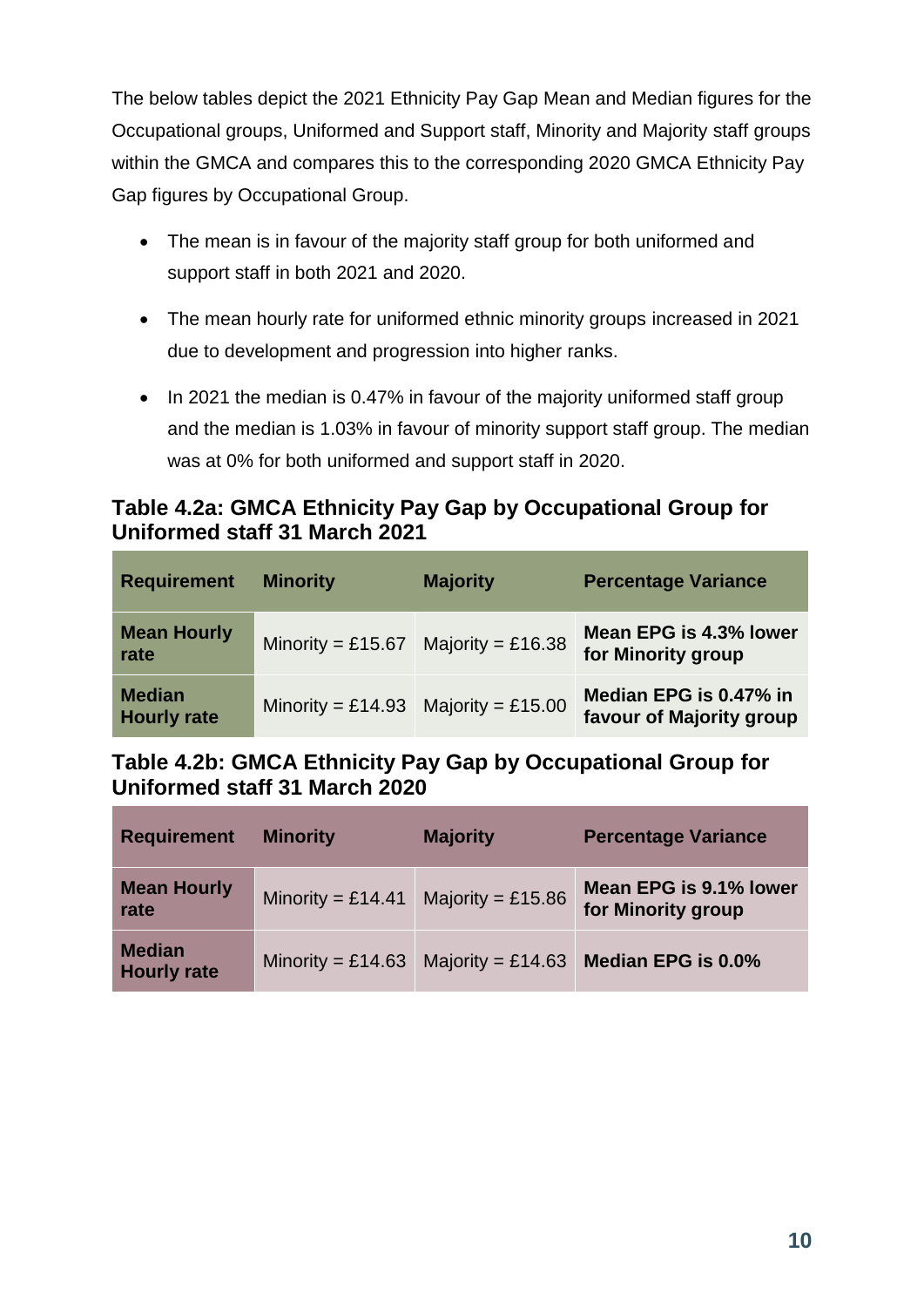The below tables depict the 2021 Ethnicity Pay Gap Mean and Median figures for the Occupational groups, Uniformed and Support staff, Minority and Majority staff groups within the GMCA and compares this to the corresponding 2020 GMCA Ethnicity Pay Gap figures by Occupational Group.

- The mean is in favour of the majority staff group for both uniformed and support staff in both 2021 and 2020.
- The mean hourly rate for uniformed ethnic minority groups increased in 2021 due to development and progression into higher ranks.
- In 2021 the median is 0.47% in favour of the majority uniformed staff group and the median is 1.03% in favour of minority support staff group. The median was at 0% for both uniformed and support staff in 2020.

### Table 4.2a: GMCA Ethnicity Pay Gap by Occupational Group for Uniformed staff 31 March 2021

| Requirement | Minority | Majority | Percentage Variance |
|---|---|---|---|
| **Mean Hourly rate** | Minority = £15.67 | Majority = £16.38 | **Mean EPG is 4.3% lower for Minority group** |
| **Median Hourly rate** | Minority = £14.93 | Majority = £15.00 | **Median EPG is 0.47% in favour of Majority group** |

### Table 4.2b: GMCA Ethnicity Pay Gap by Occupational Group for Uniformed staff 31 March 2020

| Requirement | Minority | Majority | Percentage Variance |
|---|---|---|---|
| **Mean Hourly rate** | Minority = £14.41 | Majority = £15.86 | **Mean EPG is 9.1% lower for Minority group** |
| **Median Hourly rate** | Minority = £14.63 | Majority = £14.63 | **Median EPG is 0.0%** |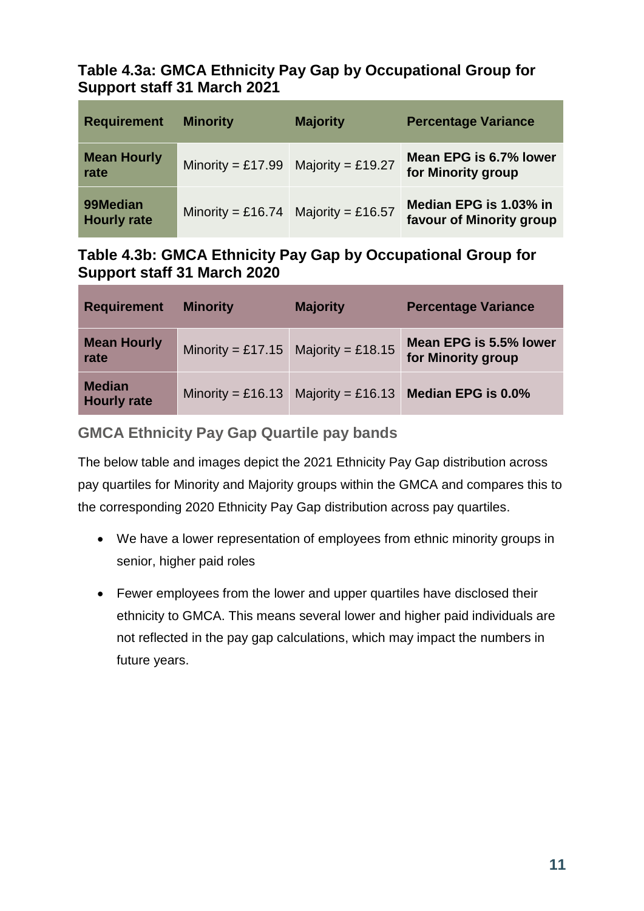### Table 4.3a: GMCA Ethnicity Pay Gap by Occupational Group for Support staff 31 March 2021

| Requirement | Minority | Majority | Percentage Variance |
|---|---|---|---|
| **Mean Hourly rate** | Minority = £17.99 | Majority = £19.27 | **Mean EPG is 6.7% lower for Minority group** |
| **99Median Hourly rate** | Minority = £16.74 | Majority = £16.57 | **Median EPG is 1.03% in favour of Minority group** |

### Table 4.3b: GMCA Ethnicity Pay Gap by Occupational Group for Support staff 31 March 2020

| Requirement | Minority | Majority | Percentage Variance |
|---|---|---|---|
| **Mean Hourly rate** | Minority = £17.15 | Majority = £18.15 | **Mean EPG is 5.5% lower for Minority group** |
| **Median Hourly rate** | Minority = £16.13 | Majority = £16.13 | **Median EPG is 0.0%** |

### GMCA Ethnicity Pay Gap Quartile pay bands

The below table and images depict the 2021 Ethnicity Pay Gap distribution across pay quartiles for Minority and Majority groups within the GMCA and compares this to the corresponding 2020 Ethnicity Pay Gap distribution across pay quartiles.

- We have a lower representation of employees from ethnic minority groups in senior, higher paid roles
- Fewer employees from the lower and upper quartiles have disclosed their ethnicity to GMCA. This means several lower and higher paid individuals are not reflected in the pay gap calculations, which may impact the numbers in future years.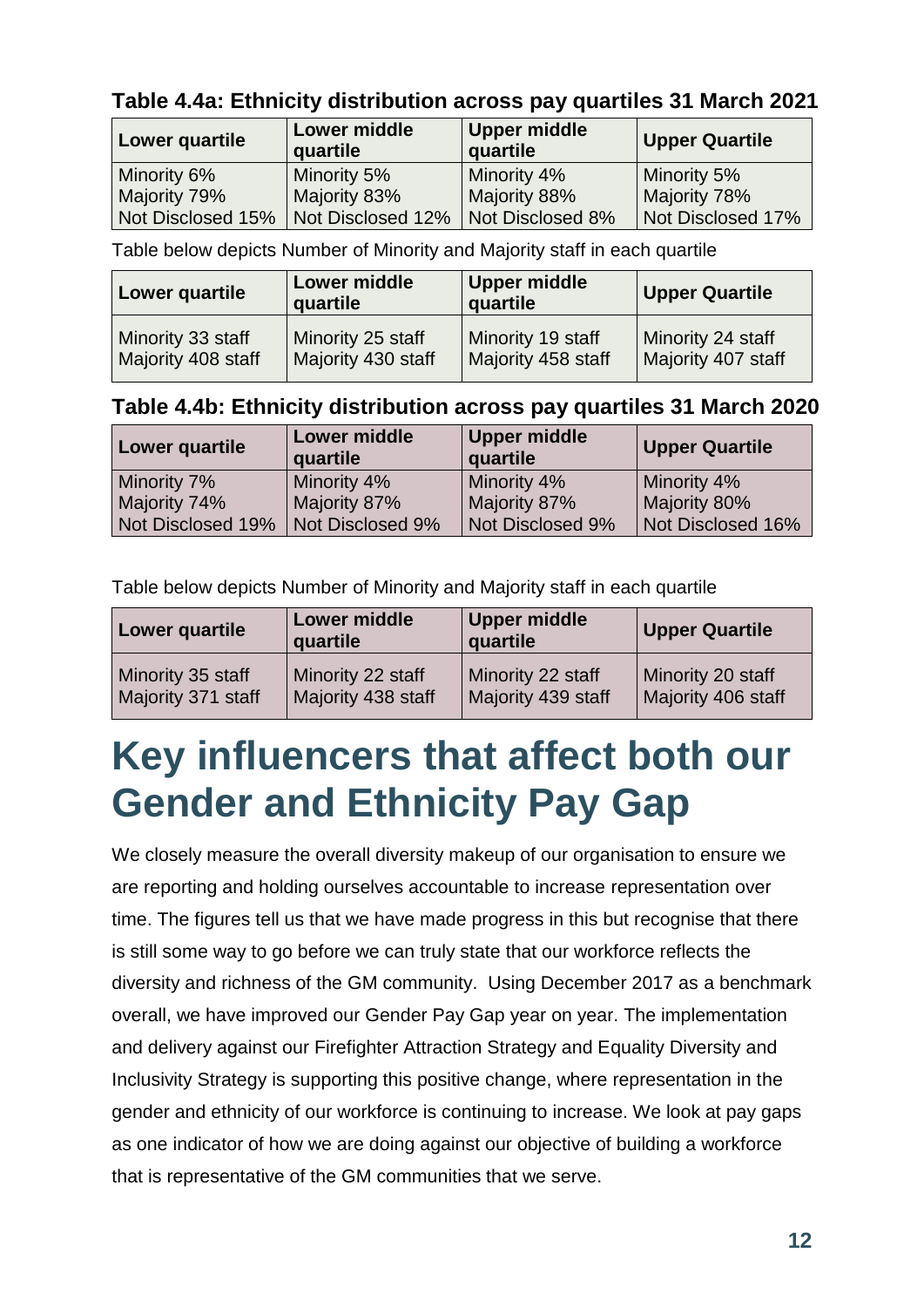### Table 4.4a: Ethnicity distribution across pay quartiles 31 March 2021

| Lower quartile | Lower middle quartile | Upper middle quartile | Upper Quartile |
|---|---|---|---|
| Minority 6%<br>Majority 79%<br>Not Disclosed 15% | Minority 5%<br>Majority 83%<br>Not Disclosed 12% | Minority 4%<br>Majority 88%<br>Not Disclosed 8% | Minority 5%<br>Majority 78%<br>Not Disclosed 17% |

Table below depicts Number of Minority and Majority staff in each quartile

| Lower quartile | Lower middle quartile | Upper middle quartile | Upper Quartile |
|---|---|---|---|
| Minority 33 staff<br>Majority 408 staff | Minority 25 staff<br>Majority 430 staff | Minority 19 staff<br>Majority 458 staff | Minority 24 staff<br>Majority 407 staff |

### Table 4.4b: Ethnicity distribution across pay quartiles 31 March 2020

| Lower quartile | Lower middle quartile | Upper middle quartile | Upper Quartile |
|---|---|---|---|
| Minority 7%<br>Majority 74%<br>Not Disclosed 19% | Minority 4%<br>Majority 87%<br>Not Disclosed 9% | Minority 4%<br>Majority 87%<br>Not Disclosed 9% | Minority 4%<br>Majority 80%<br>Not Disclosed 16% |

Table below depicts Number of Minority and Majority staff in each quartile

| Lower quartile | Lower middle quartile | Upper middle quartile | Upper Quartile |
|---|---|---|---|
| Minority 35 staff<br>Majority 371 staff | Minority 22 staff<br>Majority 438 staff | Minority 22 staff<br>Majority 439 staff | Minority 20 staff<br>Majority 406 staff |

# Key influencers that affect both our Gender and Ethnicity Pay Gap

We closely measure the overall diversity makeup of our organisation to ensure we are reporting and holding ourselves accountable to increase representation over time. The figures tell us that we have made progress in this but recognise that there is still some way to go before we can truly state that our workforce reflects the diversity and richness of the GM community. Using December 2017 as a benchmark overall, we have improved our Gender Pay Gap year on year. The implementation and delivery against our Firefighter Attraction Strategy and Equality Diversity and Inclusivity Strategy is supporting this positive change, where representation in the gender and ethnicity of our workforce is continuing to increase. We look at pay gaps as one indicator of how we are doing against our objective of building a workforce that is representative of the GM communities that we serve.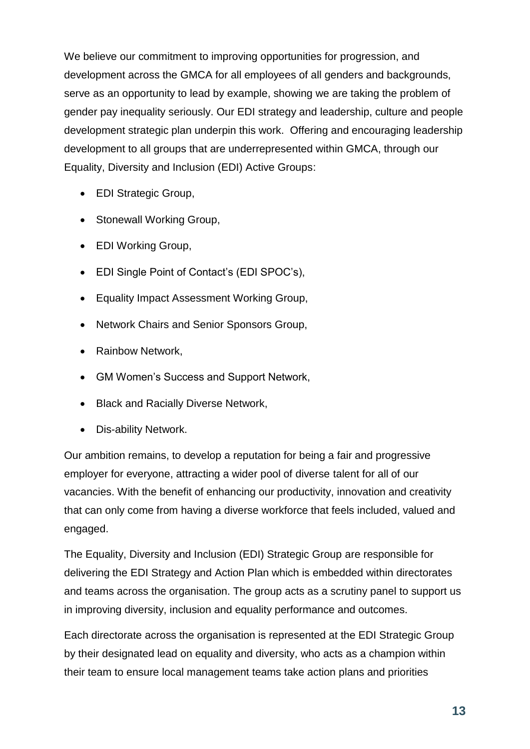We believe our commitment to improving opportunities for progression, and development across the GMCA for all employees of all genders and backgrounds, serve as an opportunity to lead by example, showing we are taking the problem of gender pay inequality seriously. Our EDI strategy and leadership, culture and people development strategic plan underpin this work. Offering and encouraging leadership development to all groups that are underrepresented within GMCA, through our Equality, Diversity and Inclusion (EDI) Active Groups:

- EDI Strategic Group,
- Stonewall Working Group,
- EDI Working Group,
- EDI Single Point of Contact's (EDI SPOC's),
- Equality Impact Assessment Working Group,
- Network Chairs and Senior Sponsors Group,
- Rainbow Network,
- GM Women's Success and Support Network,
- Black and Racially Diverse Network,
- Dis-ability Network.

Our ambition remains, to develop a reputation for being a fair and progressive employer for everyone, attracting a wider pool of diverse talent for all of our vacancies. With the benefit of enhancing our productivity, innovation and creativity that can only come from having a diverse workforce that feels included, valued and engaged.

The Equality, Diversity and Inclusion (EDI) Strategic Group are responsible for delivering the EDI Strategy and Action Plan which is embedded within directorates and teams across the organisation. The group acts as a scrutiny panel to support us in improving diversity, inclusion and equality performance and outcomes.

Each directorate across the organisation is represented at the EDI Strategic Group by their designated lead on equality and diversity, who acts as a champion within their team to ensure local management teams take action plans and priorities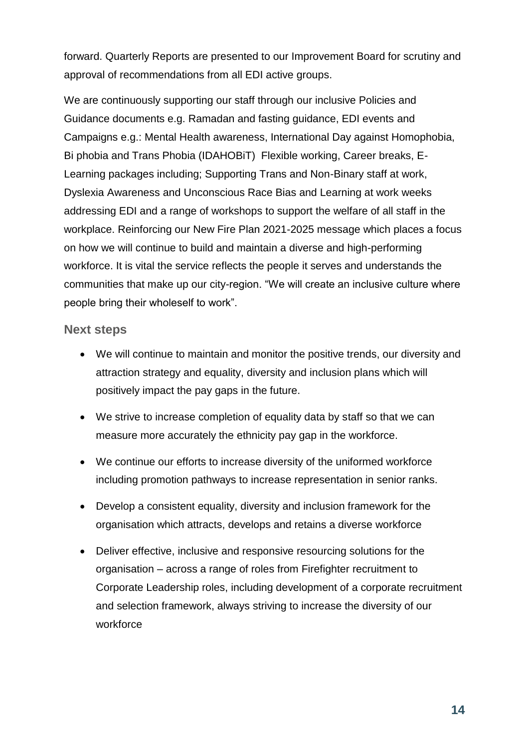forward. Quarterly Reports are presented to our Improvement Board for scrutiny and approval of recommendations from all EDI active groups.

We are continuously supporting our staff through our inclusive Policies and Guidance documents e.g. Ramadan and fasting guidance, EDI events and Campaigns e.g.: Mental Health awareness, International Day against Homophobia, Bi phobia and Trans Phobia (IDAHOBiT) Flexible working, Career breaks, E-Learning packages including; Supporting Trans and Non-Binary staff at work, Dyslexia Awareness and Unconscious Race Bias and Learning at work weeks addressing EDI and a range of workshops to support the welfare of all staff in the workplace. Reinforcing our New Fire Plan 2021-2025 message which places a focus on how we will continue to build and maintain a diverse and high-performing workforce. It is vital the service reflects the people it serves and understands the communities that make up our city-region. "We will create an inclusive culture where people bring their wholeself to work".

### Next steps

- We will continue to maintain and monitor the positive trends, our diversity and attraction strategy and equality, diversity and inclusion plans which will positively impact the pay gaps in the future.
- We strive to increase completion of equality data by staff so that we can measure more accurately the ethnicity pay gap in the workforce.
- We continue our efforts to increase diversity of the uniformed workforce including promotion pathways to increase representation in senior ranks.
- Develop a consistent equality, diversity and inclusion framework for the organisation which attracts, develops and retains a diverse workforce
- Deliver effective, inclusive and responsive resourcing solutions for the organisation – across a range of roles from Firefighter recruitment to Corporate Leadership roles, including development of a corporate recruitment and selection framework, always striving to increase the diversity of our workforce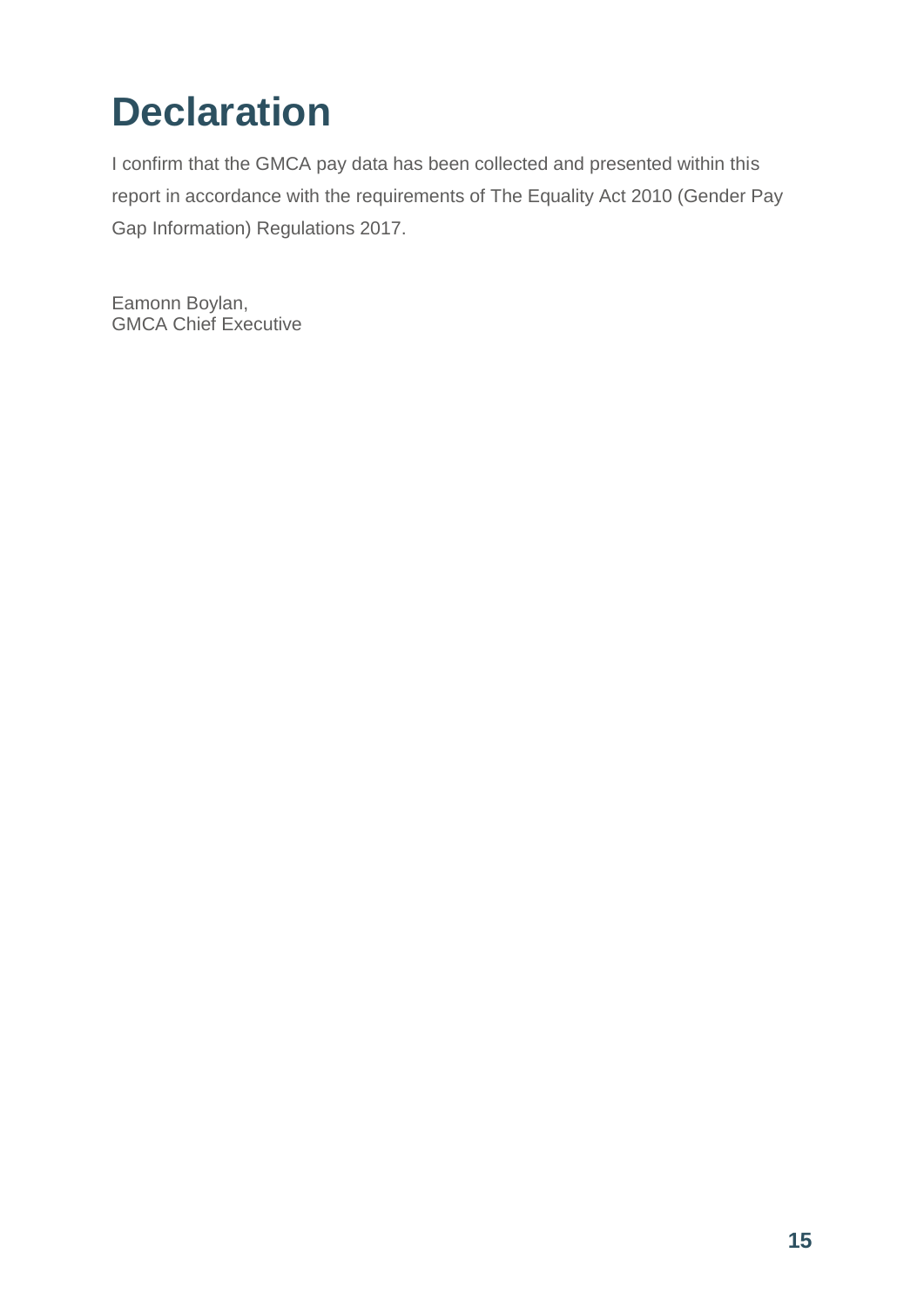# Declaration

I confirm that the GMCA pay data has been collected and presented within this report in accordance with the requirements of The Equality Act 2010 (Gender Pay Gap Information) Regulations 2017.

Eamonn Boylan,
GMCA Chief Executive